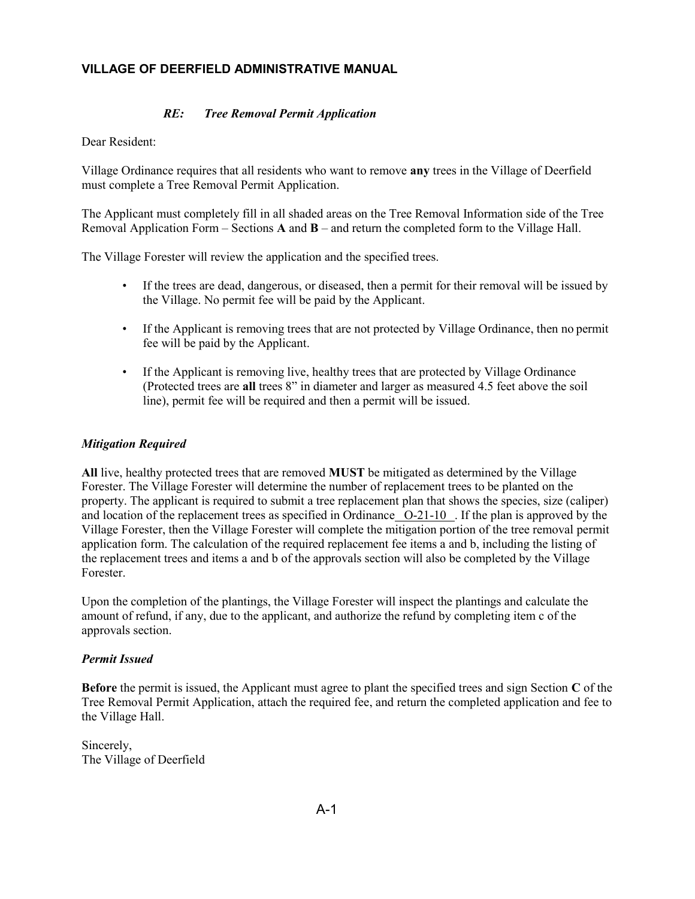## VILLAGE OF DEERFIELD ADMINISTRATIVE MANUAL

***RE: Tree Removal Permit Application***

Dear Resident:

Village Ordinance requires that all residents who want to remove **any** trees in the Village of Deerfield must complete a Tree Removal Permit Application.

The Applicant must completely fill in all shaded areas on the Tree Removal Information side of the Tree Removal Application Form – Sections **A** and **B** – and return the completed form to the Village Hall.

The Village Forester will review the application and the specified trees.

- If the trees are dead, dangerous, or diseased, then a permit for their removal will be issued by the Village. No permit fee will be paid by the Applicant.
- If the Applicant is removing trees that are not protected by Village Ordinance, then no permit fee will be paid by the Applicant.
- If the Applicant is removing live, healthy trees that are protected by Village Ordinance (Protected trees are **all** trees 8" in diameter and larger as measured 4.5 feet above the soil line), permit fee will be required and then a permit will be issued.

### *Mitigation Required*

**All** live, healthy protected trees that are removed **MUST** be mitigated as determined by the Village Forester. The Village Forester will determine the number of replacement trees to be planted on the property. The applicant is required to submit a tree replacement plan that shows the species, size (caliper) and location of the replacement trees as specified in Ordinance O-21-10. If the plan is approved by the Village Forester, then the Village Forester will complete the mitigation portion of the tree removal permit application form. The calculation of the required replacement fee items a and b, including the listing of the replacement trees and items a and b of the approvals section will also be completed by the Village Forester.

Upon the completion of the plantings, the Village Forester will inspect the plantings and calculate the amount of refund, if any, due to the applicant, and authorize the refund by completing item c of the approvals section.

### *Permit Issued*

**Before** the permit is issued, the Applicant must agree to plant the specified trees and sign Section **C** of the Tree Removal Permit Application, attach the required fee, and return the completed application and fee to the Village Hall.

Sincerely,
The Village of Deerfield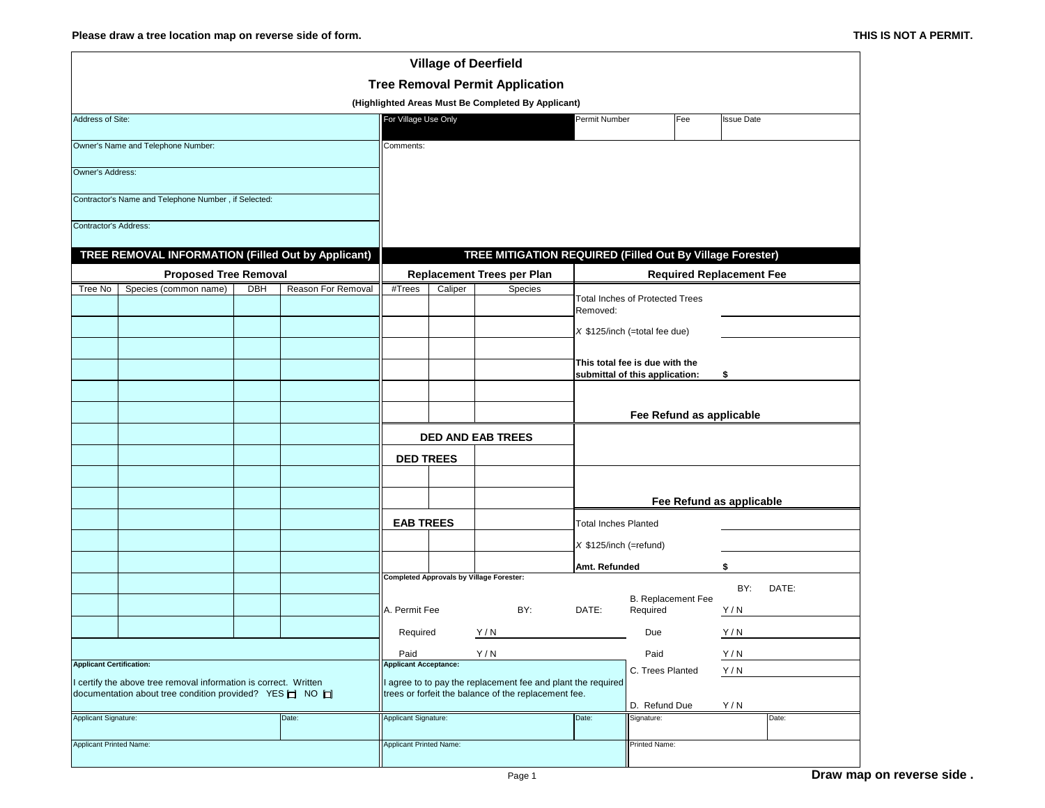Please draw a tree location map on reverse side of form.

THIS IS NOT A PERMIT.

# Village of Deerfield

## Tree Removal Permit Application

**(Highlighted Areas Must Be Completed By Applicant)**

| | | | | |
|---|---|---|---|---|
| Address of Site: | For Village Use Only | Permit Number | Fee | Issue Date |
| Owner's Name and Telephone Number: | Comments: | | | |
| Owner's Address: | | | | |
| Contractor's Name and Telephone Number , if Selected: | | | | |
| Contractor's Address: | | | | |

### TREE REMOVAL INFORMATION (Filled Out by Applicant)

**Proposed Tree Removal**

| Tree No | Species (common name) | DBH | Reason For Removal |
|---|---|---|---|
| | | | |
| | | | |
| | | | |
| | | | |
| | | | |
| | | | |
| | | | |
| | | | |
| | | | |
| | | | |
| | | | |
| | | | |
| | | | |
| | | | |
| | | | |
| | | | |

**Applicant Certification:**

I certify the above tree removal information is correct. Written documentation about tree condition provided? YES ☐ NO ☐

| | |
|---|---|
| Applicant Signature: | Date: |
| Applicant Printed Name: | |

### TREE MITIGATION REQUIRED (Filled Out By Village Forester)

**Replacement Trees per Plan**

| #Trees | Caliper | Species |
|---|---|---|
| | | |
| | | |
| | | |
| | | |
| | | |
| | | |

**DED AND EAB TREES**

**DED TREES**

| | | |
|---|---|---|
| | | |
| | | |

**EAB TREES**

| | | |
|---|---|---|
| | | |
| | | |

**Required Replacement Fee**

Total Inches of Protected Trees Removed:

*X* $125/inch (=total fee due)

**This total fee is due with the submittal of this application: $**

**Fee Refund as applicable**

**Fee Refund as applicable**

Total Inches Planted

*X* $125/inch (=refund)

**Amt. Refunded $**

**Completed Approvals by Village Forester:**

| | | | |
|---|---|---|---|
| A. Permit Fee | BY: | DATE: | |
| Required | Y / N | | |
| Paid | Y / N | | |
| | | BY: | DATE: |
| B. Replacement Fee Required | Y / N | | |
| Due | Y / N | | |
| Paid | Y / N | | |
| C. Trees Planted | Y / N | | |
| D. Refund Due | Y / N | | |

**Applicant Acceptance:**

I agree to to pay the replacement fee and plant the required trees or forfeit the balance of the replacement fee.

| | | | |
|---|---|---|---|
| Applicant Signature: | Date: | Signature: | Date: |
| Applicant Printed Name: | | Printed Name: | |

**Draw map on reverse side .**